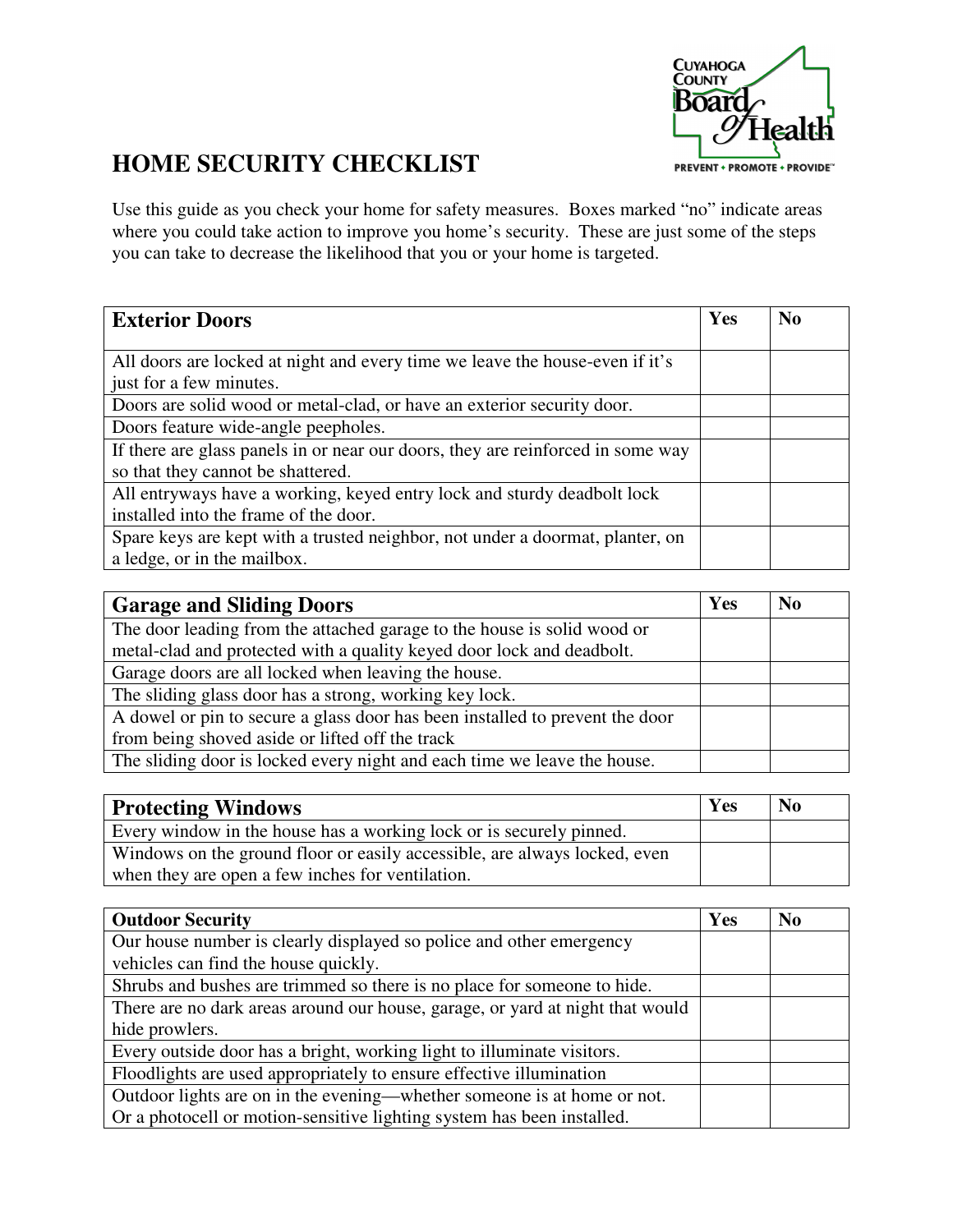Cuyahoga County Board of Health

PREVENT • PROMOTE • PROVIDE™

# HOME SECURITY CHECKLIST

Use this guide as you check your home for safety measures. Boxes marked "no" indicate areas where you could take action to improve you home's security. These are just some of the steps you can take to decrease the likelihood that you or your home is targeted.

| **Exterior Doors** | **Yes** | **No** |
|---|---|---|
| All doors are locked at night and every time we leave the house-even if it's just for a few minutes. | | |
| Doors are solid wood or metal-clad, or have an exterior security door. | | |
| Doors feature wide-angle peepholes. | | |
| If there are glass panels in or near our doors, they are reinforced in some way so that they cannot be shattered. | | |
| All entryways have a working, keyed entry lock and sturdy deadbolt lock installed into the frame of the door. | | |
| Spare keys are kept with a trusted neighbor, not under a doormat, planter, on a ledge, or in the mailbox. | | |

| **Garage and Sliding Doors** | **Yes** | **No** |
|---|---|---|
| The door leading from the attached garage to the house is solid wood or metal-clad and protected with a quality keyed door lock and deadbolt. | | |
| Garage doors are all locked when leaving the house. | | |
| The sliding glass door has a strong, working key lock. | | |
| A dowel or pin to secure a glass door has been installed to prevent the door from being shoved aside or lifted off the track | | |
| The sliding door is locked every night and each time we leave the house. | | |

| **Protecting Windows** | **Yes** | **No** |
|---|---|---|
| Every window in the house has a working lock or is securely pinned. | | |
| Windows on the ground floor or easily accessible, are always locked, even when they are open a few inches for ventilation. | | |

| **Outdoor Security** | **Yes** | **No** |
|---|---|---|
| Our house number is clearly displayed so police and other emergency vehicles can find the house quickly. | | |
| Shrubs and bushes are trimmed so there is no place for someone to hide. | | |
| There are no dark areas around our house, garage, or yard at night that would hide prowlers. | | |
| Every outside door has a bright, working light to illuminate visitors. | | |
| Floodlights are used appropriately to ensure effective illumination | | |
| Outdoor lights are on in the evening—whether someone is at home or not. Or a photocell or motion-sensitive lighting system has been installed. | | |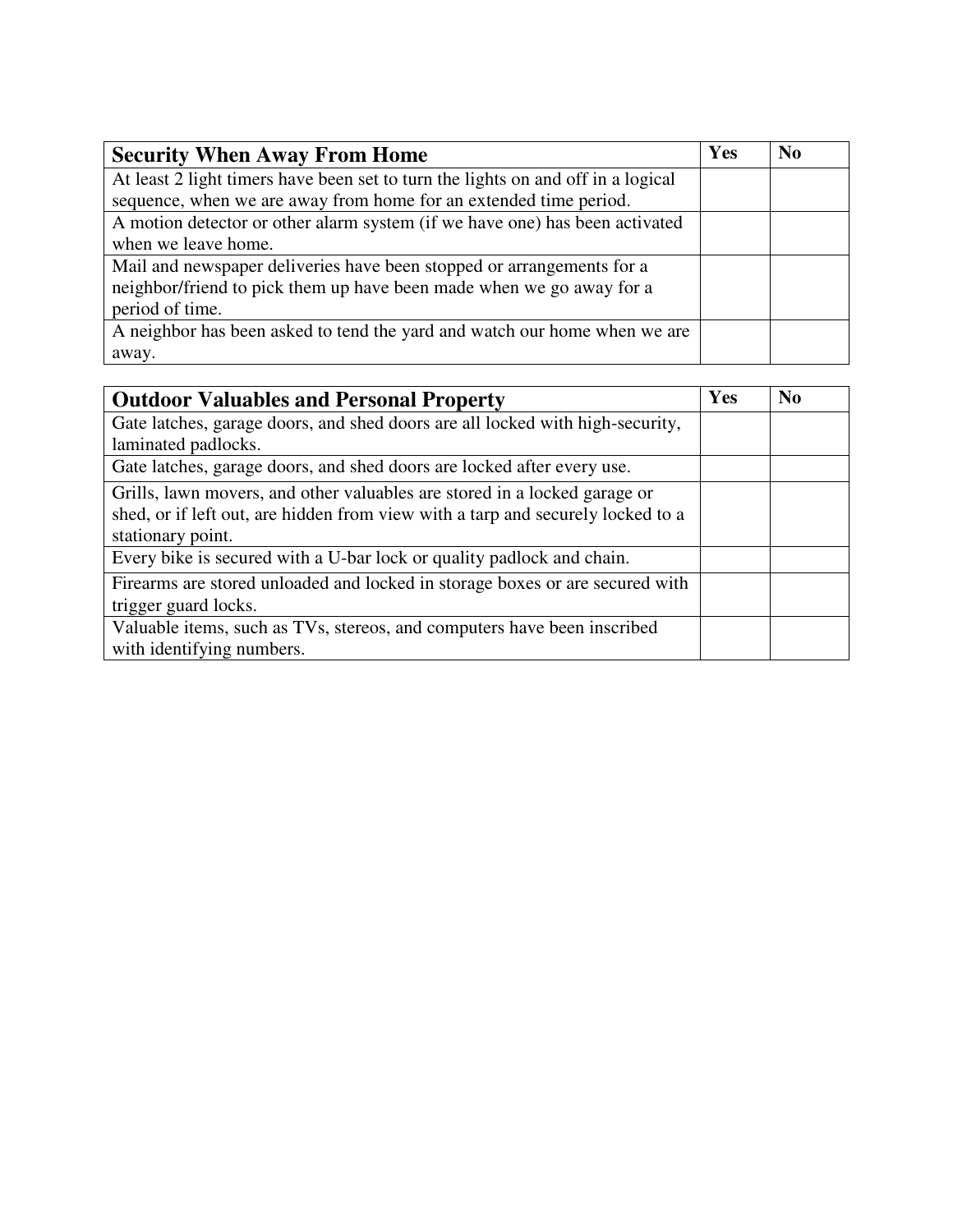| Security When Away From Home | Yes | No |
|---|---|---|
| At least 2 light timers have been set to turn the lights on and off in a logical sequence, when we are away from home for an extended time period. | | |
| A motion detector or other alarm system (if we have one) has been activated when we leave home. | | |
| Mail and newspaper deliveries have been stopped or arrangements for a neighbor/friend to pick them up have been made when we go away for a period of time. | | |
| A neighbor has been asked to tend the yard and watch our home when we are away. | | |

| Outdoor Valuables and Personal Property | Yes | No |
|---|---|---|
| Gate latches, garage doors, and shed doors are all locked with high-security, laminated padlocks. | | |
| Gate latches, garage doors, and shed doors are locked after every use. | | |
| Grills, lawn movers, and other valuables are stored in a locked garage or shed, or if left out, are hidden from view with a tarp and securely locked to a stationary point. | | |
| Every bike is secured with a U-bar lock or quality padlock and chain. | | |
| Firearms are stored unloaded and locked in storage boxes or are secured with trigger guard locks. | | |
| Valuable items, such as TVs, stereos, and computers have been inscribed with identifying numbers. | | |